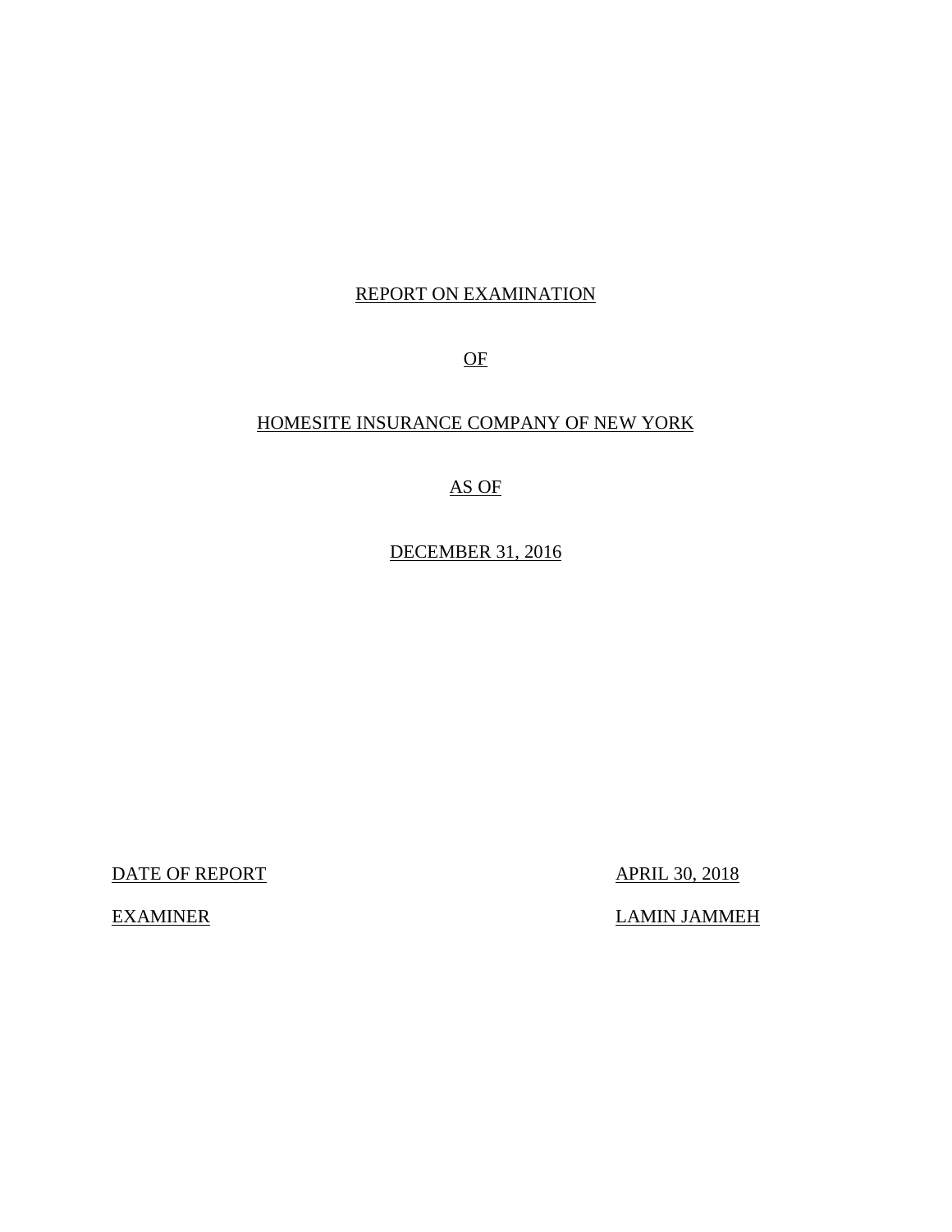# REPORT ON EXAMINATION

# OF

# HOMESITE INSURANCE COMPANY OF NEW YORK

# AS OF

# DECEMBER 31, 2016

| | |
|---|---|
| DATE OF REPORT | APRIL 30, 2018 |
| EXAMINER | LAMIN JAMMEH |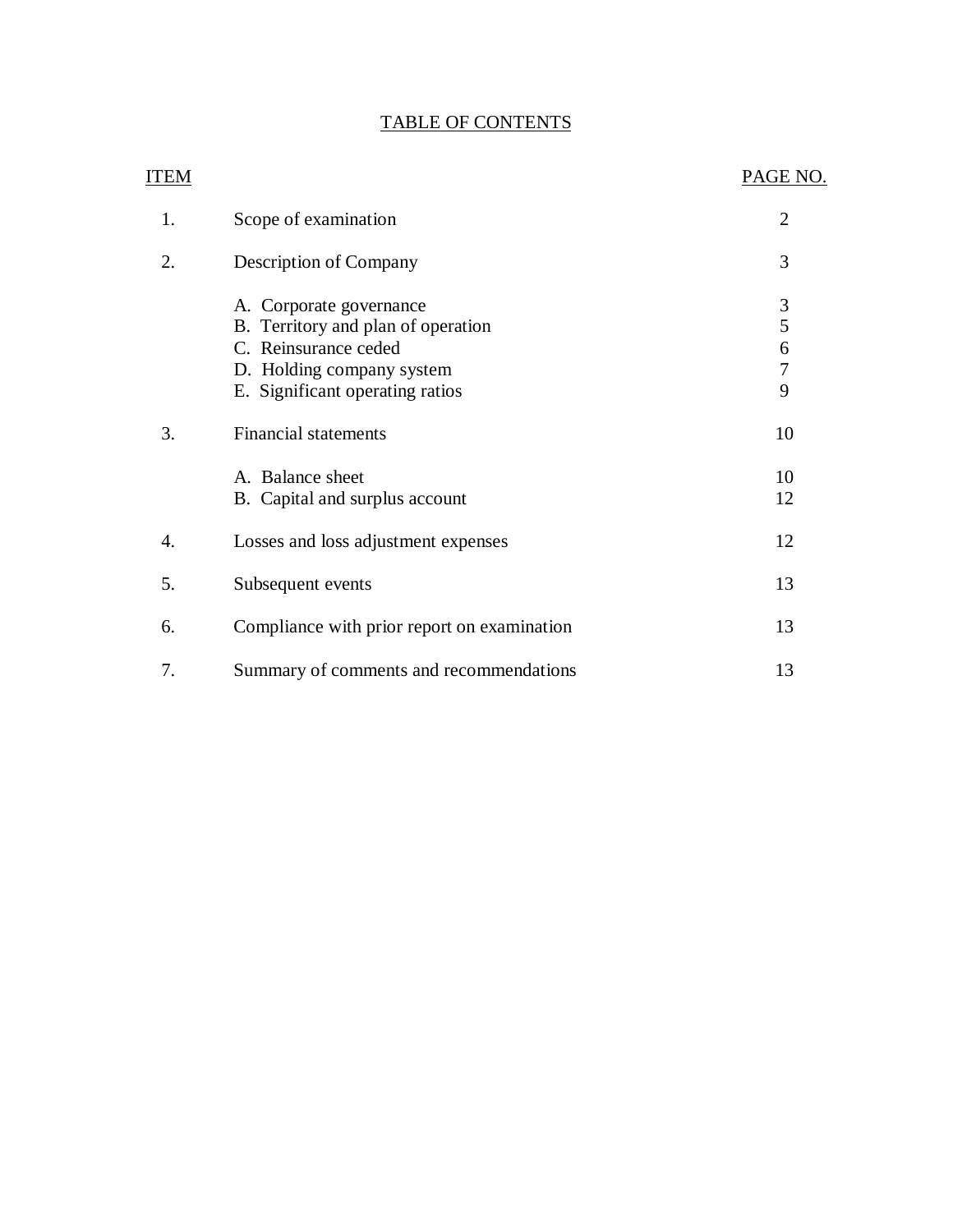# TABLE OF CONTENTS

| ITEM | | PAGE NO. |
|---|---|---|
| 1. | Scope of examination | 2 |
| 2. | Description of Company | 3 |
| | A. Corporate governance | 3 |
| | B. Territory and plan of operation | 5 |
| | C. Reinsurance ceded | 6 |
| | D. Holding company system | 7 |
| | E. Significant operating ratios | 9 |
| 3. | Financial statements | 10 |
| | A. Balance sheet | 10 |
| | B. Capital and surplus account | 12 |
| 4. | Losses and loss adjustment expenses | 12 |
| 5. | Subsequent events | 13 |
| 6. | Compliance with prior report on examination | 13 |
| 7. | Summary of comments and recommendations | 13 |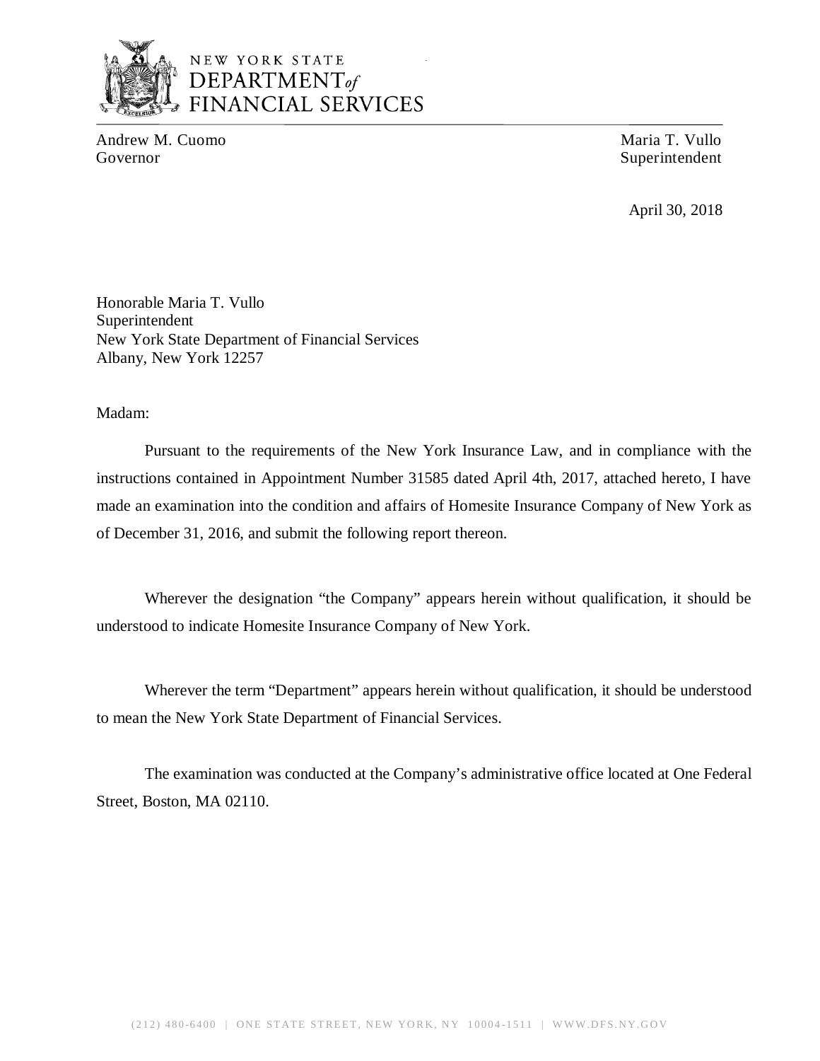NEW YORK STATE
DEPARTMENT of
FINANCIAL SERVICES

Andrew M. Cuomo
Governor

Maria T. Vullo
Superintendent

April 30, 2018

Honorable Maria T. Vullo
Superintendent
New York State Department of Financial Services
Albany, New York 12257

Madam:

Pursuant to the requirements of the New York Insurance Law, and in compliance with the instructions contained in Appointment Number 31585 dated April 4th, 2017, attached hereto, I have made an examination into the condition and affairs of Homesite Insurance Company of New York as of December 31, 2016, and submit the following report thereon.

Wherever the designation "the Company" appears herein without qualification, it should be understood to indicate Homesite Insurance Company of New York.

Wherever the term "Department" appears herein without qualification, it should be understood to mean the New York State Department of Financial Services.

The examination was conducted at the Company's administrative office located at One Federal Street, Boston, MA 02110.

(212) 480-6400 | ONE STATE STREET, NEW YORK, NY 10004-1511 | WWW.DFS.NY.GOV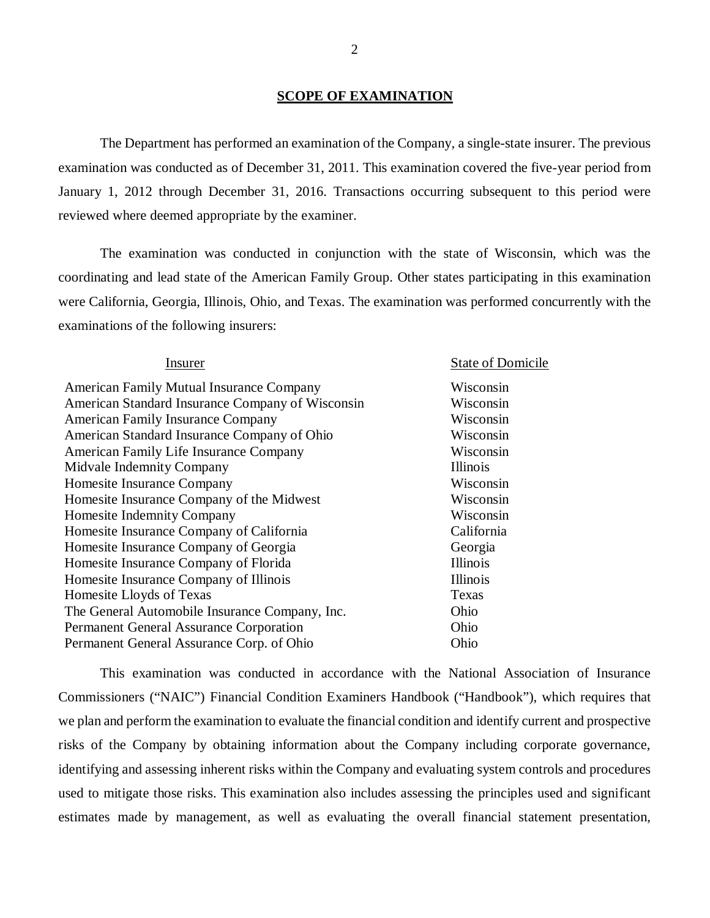## SCOPE OF EXAMINATION

The Department has performed an examination of the Company, a single-state insurer. The previous examination was conducted as of December 31, 2011. This examination covered the five-year period from January 1, 2012 through December 31, 2016. Transactions occurring subsequent to this period were reviewed where deemed appropriate by the examiner.

The examination was conducted in conjunction with the state of Wisconsin, which was the coordinating and lead state of the American Family Group. Other states participating in this examination were California, Georgia, Illinois, Ohio, and Texas. The examination was performed concurrently with the examinations of the following insurers:

| Insurer | State of Domicile |
|---|---|
| American Family Mutual Insurance Company | Wisconsin |
| American Standard Insurance Company of Wisconsin | Wisconsin |
| American Family Insurance Company | Wisconsin |
| American Standard Insurance Company of Ohio | Wisconsin |
| American Family Life Insurance Company | Wisconsin |
| Midvale Indemnity Company | Illinois |
| Homesite Insurance Company | Wisconsin |
| Homesite Insurance Company of the Midwest | Wisconsin |
| Homesite Indemnity Company | Wisconsin |
| Homesite Insurance Company of California | California |
| Homesite Insurance Company of Georgia | Georgia |
| Homesite Insurance Company of Florida | Illinois |
| Homesite Insurance Company of Illinois | Illinois |
| Homesite Lloyds of Texas | Texas |
| The General Automobile Insurance Company, Inc. | Ohio |
| Permanent General Assurance Corporation | Ohio |
| Permanent General Assurance Corp. of Ohio | Ohio |

This examination was conducted in accordance with the National Association of Insurance Commissioners ("NAIC") Financial Condition Examiners Handbook ("Handbook"), which requires that we plan and perform the examination to evaluate the financial condition and identify current and prospective risks of the Company by obtaining information about the Company including corporate governance, identifying and assessing inherent risks within the Company and evaluating system controls and procedures used to mitigate those risks. This examination also includes assessing the principles used and significant estimates made by management, as well as evaluating the overall financial statement presentation,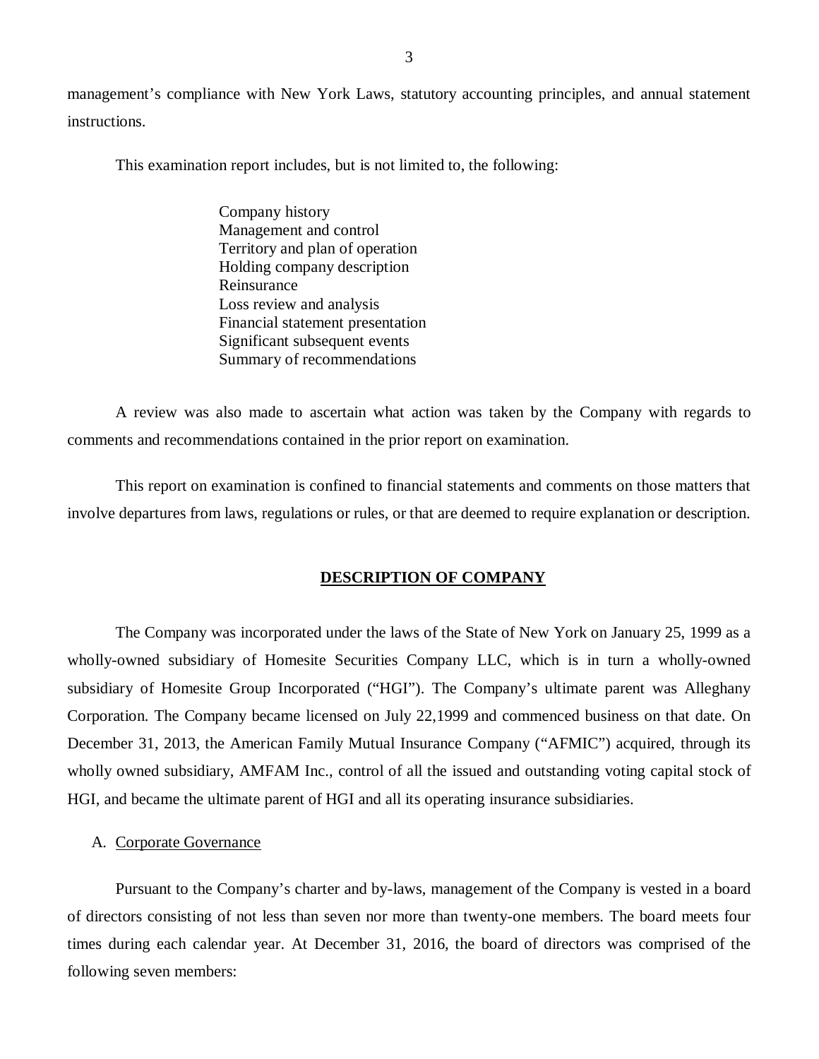management's compliance with New York Laws, statutory accounting principles, and annual statement instructions.

This examination report includes, but is not limited to, the following:

Company history
Management and control
Territory and plan of operation
Holding company description
Reinsurance
Loss review and analysis
Financial statement presentation
Significant subsequent events
Summary of recommendations

A review was also made to ascertain what action was taken by the Company with regards to comments and recommendations contained in the prior report on examination.

This report on examination is confined to financial statements and comments on those matters that involve departures from laws, regulations or rules, or that are deemed to require explanation or description.

## DESCRIPTION OF COMPANY

The Company was incorporated under the laws of the State of New York on January 25, 1999 as a wholly-owned subsidiary of Homesite Securities Company LLC, which is in turn a wholly-owned subsidiary of Homesite Group Incorporated ("HGI"). The Company's ultimate parent was Alleghany Corporation. The Company became licensed on July 22,1999 and commenced business on that date. On December 31, 2013, the American Family Mutual Insurance Company ("AFMIC") acquired, through its wholly owned subsidiary, AMFAM Inc., control of all the issued and outstanding voting capital stock of HGI, and became the ultimate parent of HGI and all its operating insurance subsidiaries.

### A. Corporate Governance

Pursuant to the Company's charter and by-laws, management of the Company is vested in a board of directors consisting of not less than seven nor more than twenty-one members. The board meets four times during each calendar year. At December 31, 2016, the board of directors was comprised of the following seven members: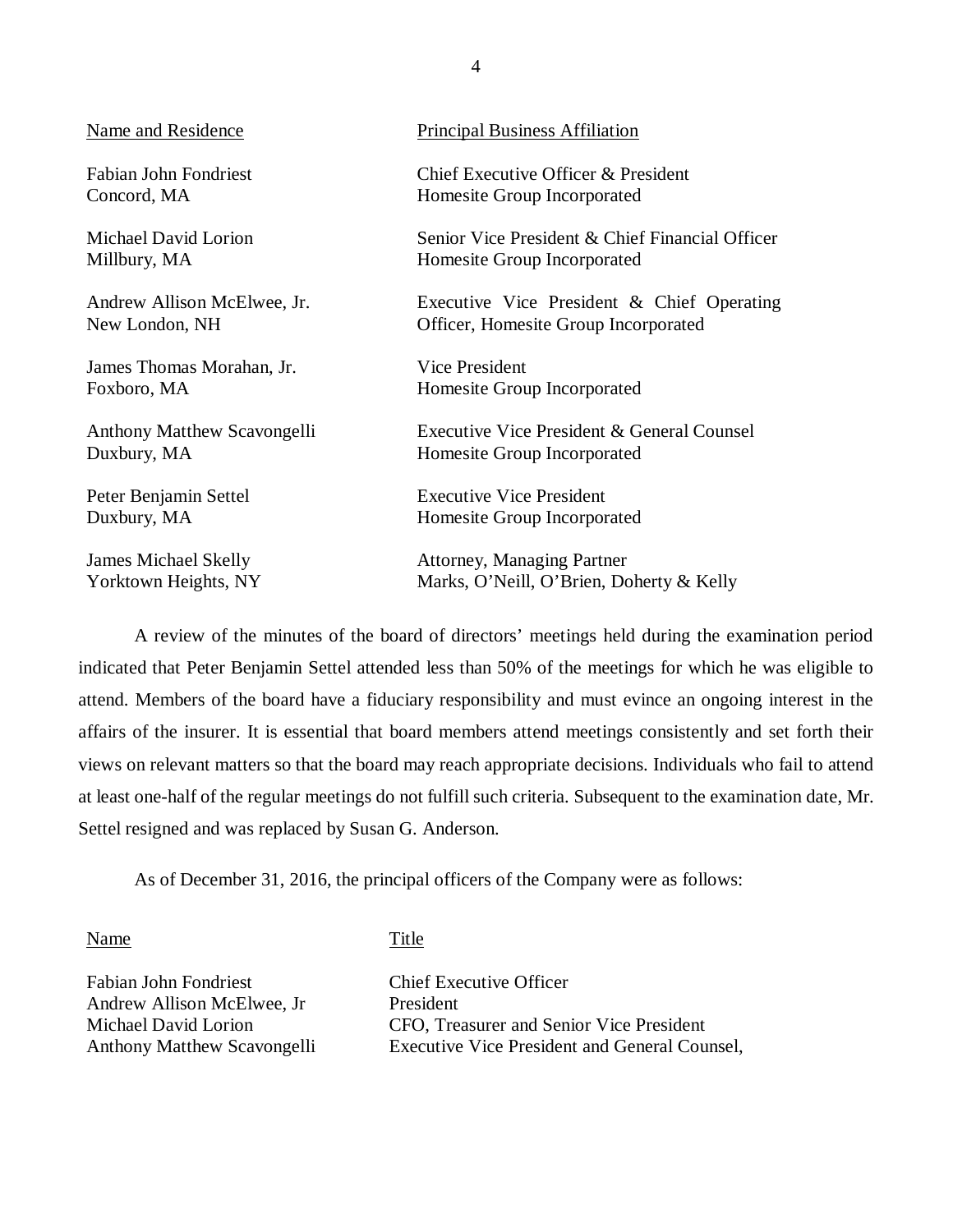| Name and Residence | Principal Business Affiliation |
|---|---|
| Fabian John Fondriest<br>Concord, MA | Chief Executive Officer & President<br>Homesite Group Incorporated |
| Michael David Lorion<br>Millbury, MA | Senior Vice President & Chief Financial Officer<br>Homesite Group Incorporated |
| Andrew Allison McElwee, Jr.<br>New London, NH | Executive Vice President & Chief Operating Officer, Homesite Group Incorporated |
| James Thomas Morahan, Jr.<br>Foxboro, MA | Vice President<br>Homesite Group Incorporated |
| Anthony Matthew Scavongelli<br>Duxbury, MA | Executive Vice President & General Counsel<br>Homesite Group Incorporated |
| Peter Benjamin Settel<br>Duxbury, MA | Executive Vice President<br>Homesite Group Incorporated |
| James Michael Skelly<br>Yorktown Heights, NY | Attorney, Managing Partner<br>Marks, O'Neill, O'Brien, Doherty & Kelly |

A review of the minutes of the board of directors' meetings held during the examination period indicated that Peter Benjamin Settel attended less than 50% of the meetings for which he was eligible to attend. Members of the board have a fiduciary responsibility and must evince an ongoing interest in the affairs of the insurer. It is essential that board members attend meetings consistently and set forth their views on relevant matters so that the board may reach appropriate decisions. Individuals who fail to attend at least one-half of the regular meetings do not fulfill such criteria. Subsequent to the examination date, Mr. Settel resigned and was replaced by Susan G. Anderson.

As of December 31, 2016, the principal officers of the Company were as follows:

| Name | Title |
|---|---|
| Fabian John Fondriest | Chief Executive Officer |
| Andrew Allison McElwee, Jr | President |
| Michael David Lorion | CFO, Treasurer and Senior Vice President |
| Anthony Matthew Scavongelli | Executive Vice President and General Counsel, |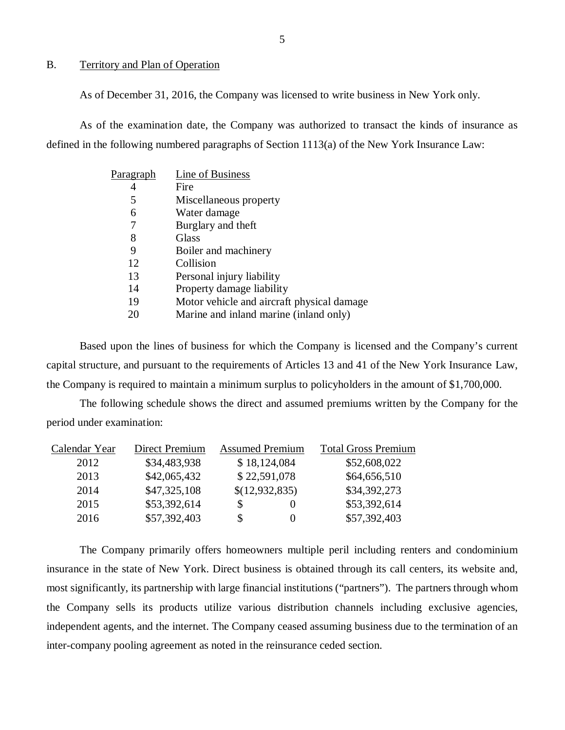## B. Territory and Plan of Operation

As of December 31, 2016, the Company was licensed to write business in New York only.

As of the examination date, the Company was authorized to transact the kinds of insurance as defined in the following numbered paragraphs of Section 1113(a) of the New York Insurance Law:

| Paragraph | Line of Business |
|---|---|
| 4 | Fire |
| 5 | Miscellaneous property |
| 6 | Water damage |
| 7 | Burglary and theft |
| 8 | Glass |
| 9 | Boiler and machinery |
| 12 | Collision |
| 13 | Personal injury liability |
| 14 | Property damage liability |
| 19 | Motor vehicle and aircraft physical damage |
| 20 | Marine and inland marine (inland only) |

Based upon the lines of business for which the Company is licensed and the Company's current capital structure, and pursuant to the requirements of Articles 13 and 41 of the New York Insurance Law, the Company is required to maintain a minimum surplus to policyholders in the amount of $1,700,000.

The following schedule shows the direct and assumed premiums written by the Company for the period under examination:

| Calendar Year | Direct Premium | Assumed Premium | Total Gross Premium |
|---|---|---|---|
| 2012 | $34,483,938 | $ 18,124,084 | $52,608,022 |
| 2013 | $42,065,432 | $ 22,591,078 | $64,656,510 |
| 2014 | $47,325,108 | $(12,932,835) | $34,392,273 |
| 2015 | $53,392,614 | $ 0 | $53,392,614 |
| 2016 | $57,392,403 | $ 0 | $57,392,403 |

The Company primarily offers homeowners multiple peril including renters and condominium insurance in the state of New York. Direct business is obtained through its call centers, its website and, most significantly, its partnership with large financial institutions ("partners"). The partners through whom the Company sells its products utilize various distribution channels including exclusive agencies, independent agents, and the internet. The Company ceased assuming business due to the termination of an inter-company pooling agreement as noted in the reinsurance ceded section.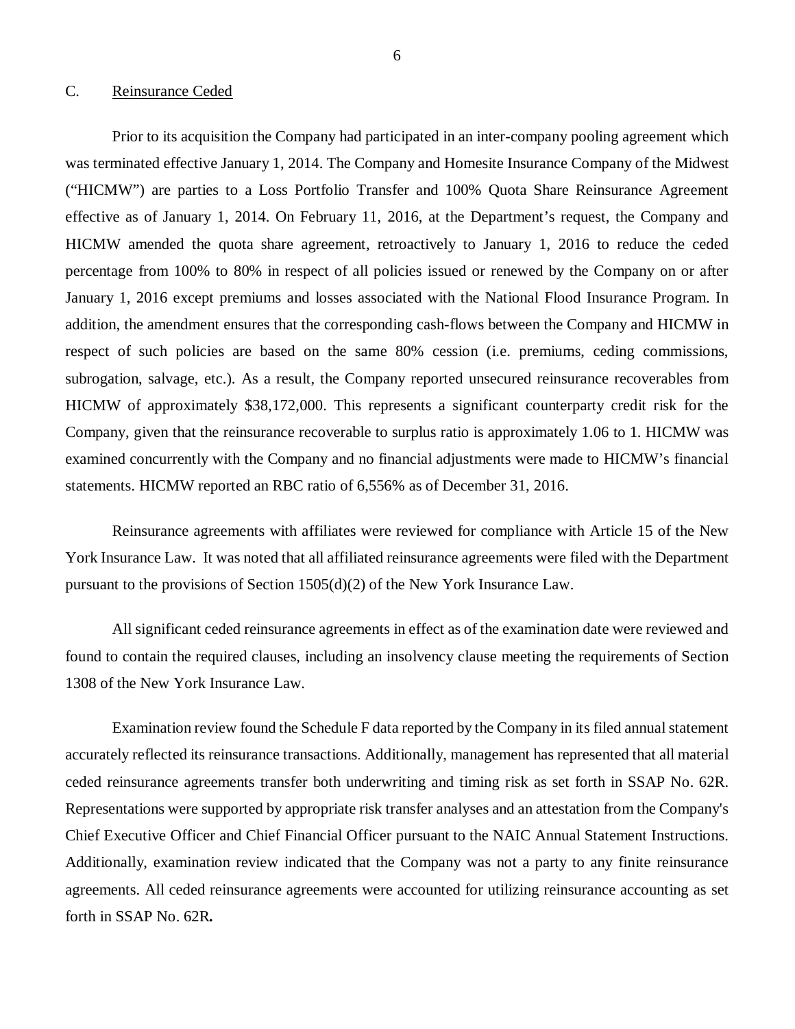## C. Reinsurance Ceded

Prior to its acquisition the Company had participated in an inter-company pooling agreement which was terminated effective January 1, 2014. The Company and Homesite Insurance Company of the Midwest ("HICMW") are parties to a Loss Portfolio Transfer and 100% Quota Share Reinsurance Agreement effective as of January 1, 2014. On February 11, 2016, at the Department's request, the Company and HICMW amended the quota share agreement, retroactively to January 1, 2016 to reduce the ceded percentage from 100% to 80% in respect of all policies issued or renewed by the Company on or after January 1, 2016 except premiums and losses associated with the National Flood Insurance Program. In addition, the amendment ensures that the corresponding cash-flows between the Company and HICMW in respect of such policies are based on the same 80% cession (i.e. premiums, ceding commissions, subrogation, salvage, etc.). As a result, the Company reported unsecured reinsurance recoverables from HICMW of approximately $38,172,000. This represents a significant counterparty credit risk for the Company, given that the reinsurance recoverable to surplus ratio is approximately 1.06 to 1. HICMW was examined concurrently with the Company and no financial adjustments were made to HICMW's financial statements. HICMW reported an RBC ratio of 6,556% as of December 31, 2016.

Reinsurance agreements with affiliates were reviewed for compliance with Article 15 of the New York Insurance Law. It was noted that all affiliated reinsurance agreements were filed with the Department pursuant to the provisions of Section 1505(d)(2) of the New York Insurance Law.

All significant ceded reinsurance agreements in effect as of the examination date were reviewed and found to contain the required clauses, including an insolvency clause meeting the requirements of Section 1308 of the New York Insurance Law.

Examination review found the Schedule F data reported by the Company in its filed annual statement accurately reflected its reinsurance transactions. Additionally, management has represented that all material ceded reinsurance agreements transfer both underwriting and timing risk as set forth in SSAP No. 62R. Representations were supported by appropriate risk transfer analyses and an attestation from the Company's Chief Executive Officer and Chief Financial Officer pursuant to the NAIC Annual Statement Instructions. Additionally, examination review indicated that the Company was not a party to any finite reinsurance agreements. All ceded reinsurance agreements were accounted for utilizing reinsurance accounting as set forth in SSAP No. 62R.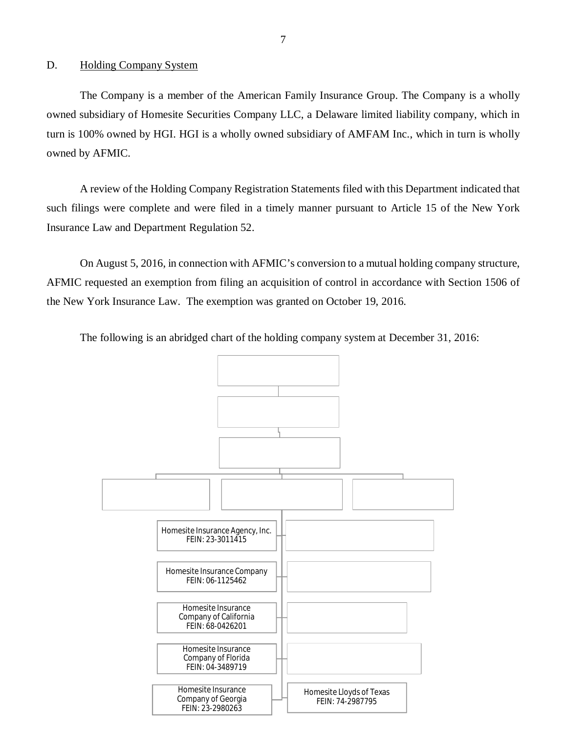## D. Holding Company System

The Company is a member of the American Family Insurance Group. The Company is a wholly owned subsidiary of Homesite Securities Company LLC, a Delaware limited liability company, which in turn is 100% owned by HGI. HGI is a wholly owned subsidiary of AMFAM Inc., which in turn is wholly owned by AFMIC.

A review of the Holding Company Registration Statements filed with this Department indicated that such filings were complete and were filed in a timely manner pursuant to Article 15 of the New York Insurance Law and Department Regulation 52.

On August 5, 2016, in connection with AFMIC's conversion to a mutual holding company structure, AFMIC requested an exemption from filing an acquisition of control in accordance with Section 1506 of the New York Insurance Law. The exemption was granted on October 19, 2016.

The following is an abridged chart of the holding company system at December 31, 2016:

Homesite Insurance Agency, Inc.
FEIN: 23-3011415

Homesite Insurance Company
FEIN: 06-1125462

Homesite Insurance Company of California
FEIN: 68-0426201

Homesite Insurance Company of Florida
FEIN: 04-3489719

Homesite Insurance Company of Georgia
FEIN: 23-2980263

Homesite Lloyds of Texas
FEIN: 74-2987795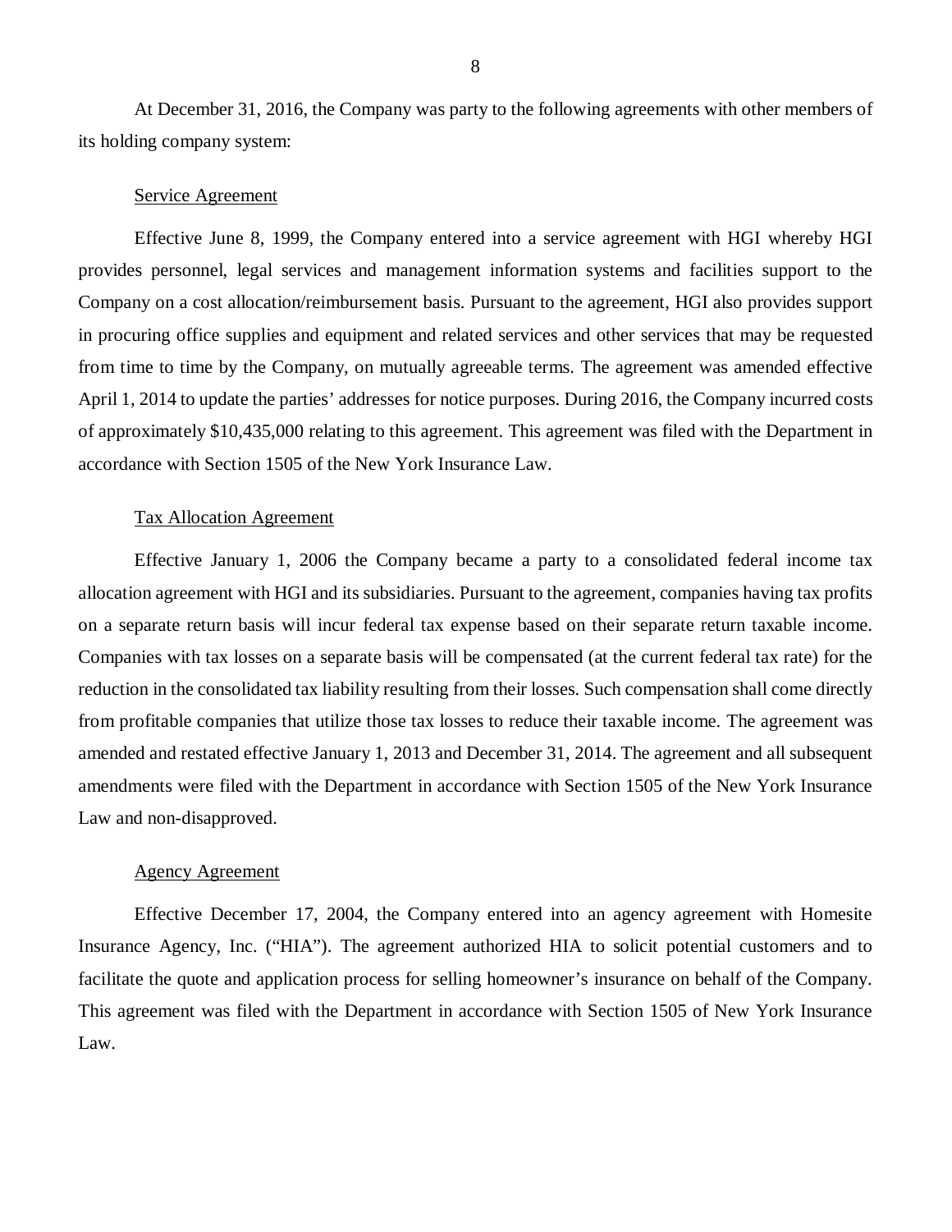At December 31, 2016, the Company was party to the following agreements with other members of its holding company system:

Service Agreement

Effective June 8, 1999, the Company entered into a service agreement with HGI whereby HGI provides personnel, legal services and management information systems and facilities support to the Company on a cost allocation/reimbursement basis. Pursuant to the agreement, HGI also provides support in procuring office supplies and equipment and related services and other services that may be requested from time to time by the Company, on mutually agreeable terms. The agreement was amended effective April 1, 2014 to update the parties' addresses for notice purposes. During 2016, the Company incurred costs of approximately $10,435,000 relating to this agreement. This agreement was filed with the Department in accordance with Section 1505 of the New York Insurance Law.

Tax Allocation Agreement

Effective January 1, 2006 the Company became a party to a consolidated federal income tax allocation agreement with HGI and its subsidiaries. Pursuant to the agreement, companies having tax profits on a separate return basis will incur federal tax expense based on their separate return taxable income. Companies with tax losses on a separate basis will be compensated (at the current federal tax rate) for the reduction in the consolidated tax liability resulting from their losses. Such compensation shall come directly from profitable companies that utilize those tax losses to reduce their taxable income. The agreement was amended and restated effective January 1, 2013 and December 31, 2014. The agreement and all subsequent amendments were filed with the Department in accordance with Section 1505 of the New York Insurance Law and non-disapproved.

Agency Agreement

Effective December 17, 2004, the Company entered into an agency agreement with Homesite Insurance Agency, Inc. ("HIA"). The agreement authorized HIA to solicit potential customers and to facilitate the quote and application process for selling homeowner's insurance on behalf of the Company. This agreement was filed with the Department in accordance with Section 1505 of New York Insurance Law.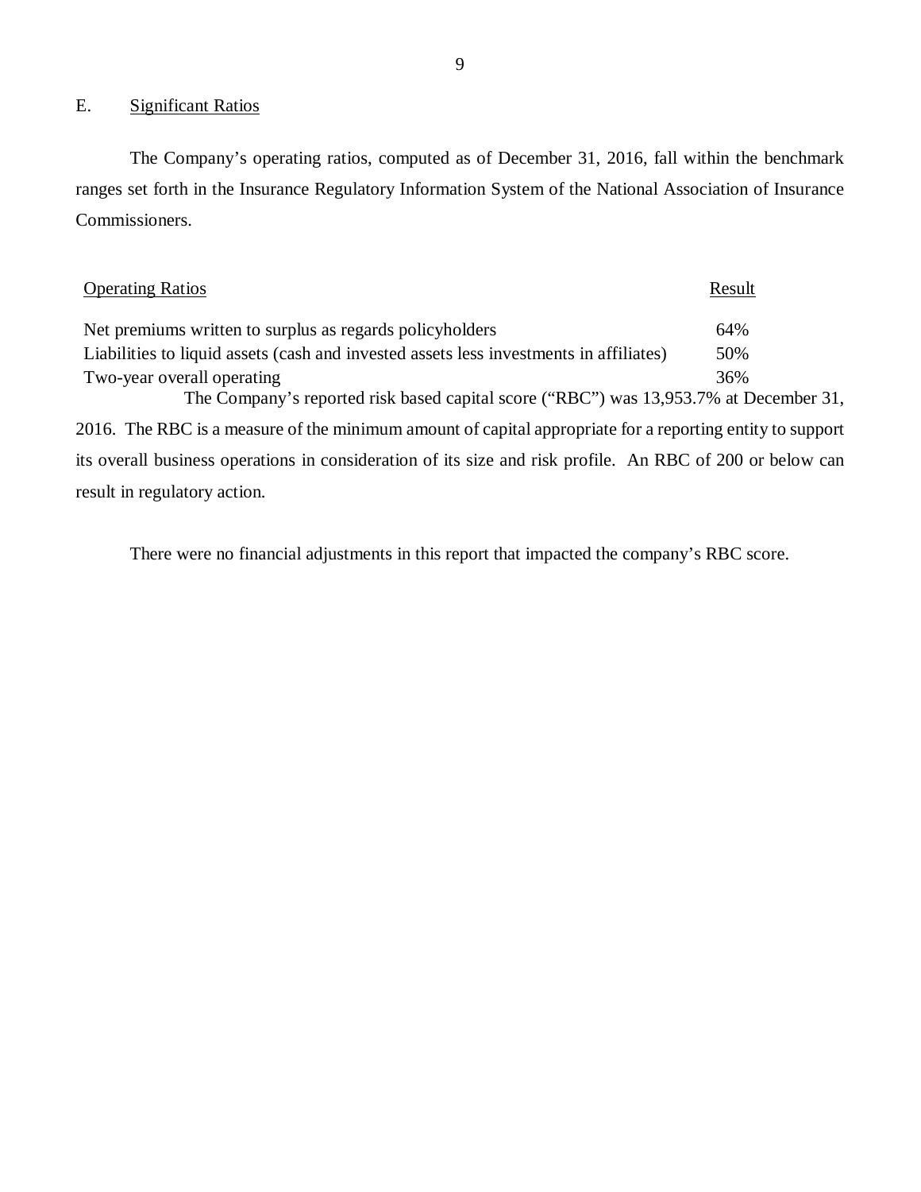## E. Significant Ratios

The Company's operating ratios, computed as of December 31, 2016, fall within the benchmark ranges set forth in the Insurance Regulatory Information System of the National Association of Insurance Commissioners.

| Operating Ratios | Result |
|---|---|
| Net premiums written to surplus as regards policyholders | 64% |
| Liabilities to liquid assets (cash and invested assets less investments in affiliates) | 50% |
| Two-year overall operating | 36% |

The Company's reported risk based capital score ("RBC") was 13,953.7% at December 31, 2016. The RBC is a measure of the minimum amount of capital appropriate for a reporting entity to support its overall business operations in consideration of its size and risk profile. An RBC of 200 or below can result in regulatory action.

There were no financial adjustments in this report that impacted the company's RBC score.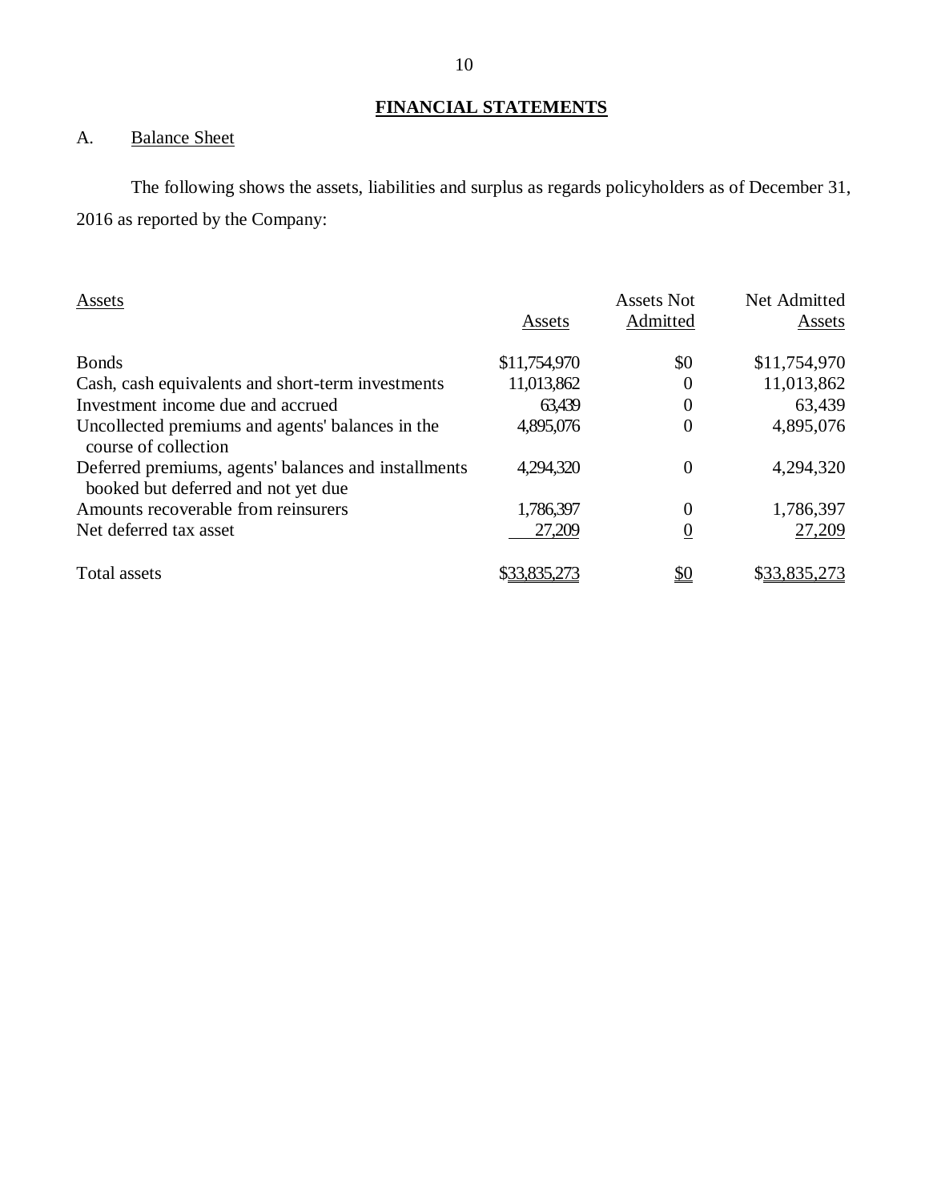## FINANCIAL STATEMENTS

A. Balance Sheet

The following shows the assets, liabilities and surplus as regards policyholders as of December 31, 2016 as reported by the Company:

| Assets | Assets | Assets Not Admitted | Net Admitted Assets |
|---|---|---|---|
| Bonds | $11,754,970 | $0 | $11,754,970 |
| Cash, cash equivalents and short-term investments | 11,013,862 | 0 | 11,013,862 |
| Investment income due and accrued | 63,439 | 0 | 63,439 |
| Uncollected premiums and agents' balances in the course of collection | 4,895,076 | 0 | 4,895,076 |
| Deferred premiums, agents' balances and installments booked but deferred and not yet due | 4,294,320 | 0 | 4,294,320 |
| Amounts recoverable from reinsurers | 1,786,397 | 0 | 1,786,397 |
| Net deferred tax asset | 27,209 | 0 | 27,209 |
| Total assets | $33,835,273 | $0 | $33,835,273 |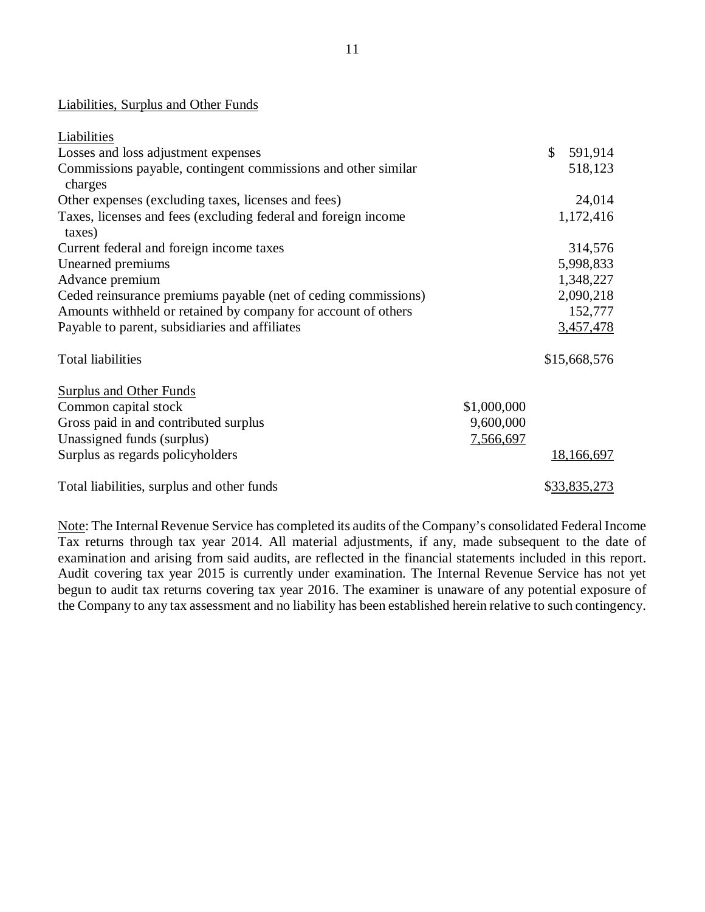Liabilities, Surplus and Other Funds

| | | |
|---|---|---|
| Liabilities | | |
| Losses and loss adjustment expenses | | $ 591,914 |
| Commissions payable, contingent commissions and other similar charges | | 518,123 |
| Other expenses (excluding taxes, licenses and fees) | | 24,014 |
| Taxes, licenses and fees (excluding federal and foreign income taxes) | | 1,172,416 |
| Current federal and foreign income taxes | | 314,576 |
| Unearned premiums | | 5,998,833 |
| Advance premium | | 1,348,227 |
| Ceded reinsurance premiums payable (net of ceding commissions) | | 2,090,218 |
| Amounts withheld or retained by company for account of others | | 152,777 |
| Payable to parent, subsidiaries and affiliates | | 3,457,478 |
| Total liabilities | | $15,668,576 |
| Surplus and Other Funds | | |
| Common capital stock | $1,000,000 | |
| Gross paid in and contributed surplus | 9,600,000 | |
| Unassigned funds (surplus) | 7,566,697 | |
| Surplus as regards policyholders | | 18,166,697 |
| Total liabilities, surplus and other funds | | $33,835,273 |

Note: The Internal Revenue Service has completed its audits of the Company's consolidated Federal Income Tax returns through tax year 2014. All material adjustments, if any, made subsequent to the date of examination and arising from said audits, are reflected in the financial statements included in this report. Audit covering tax year 2015 is currently under examination. The Internal Revenue Service has not yet begun to audit tax returns covering tax year 2016. The examiner is unaware of any potential exposure of the Company to any tax assessment and no liability has been established herein relative to such contingency.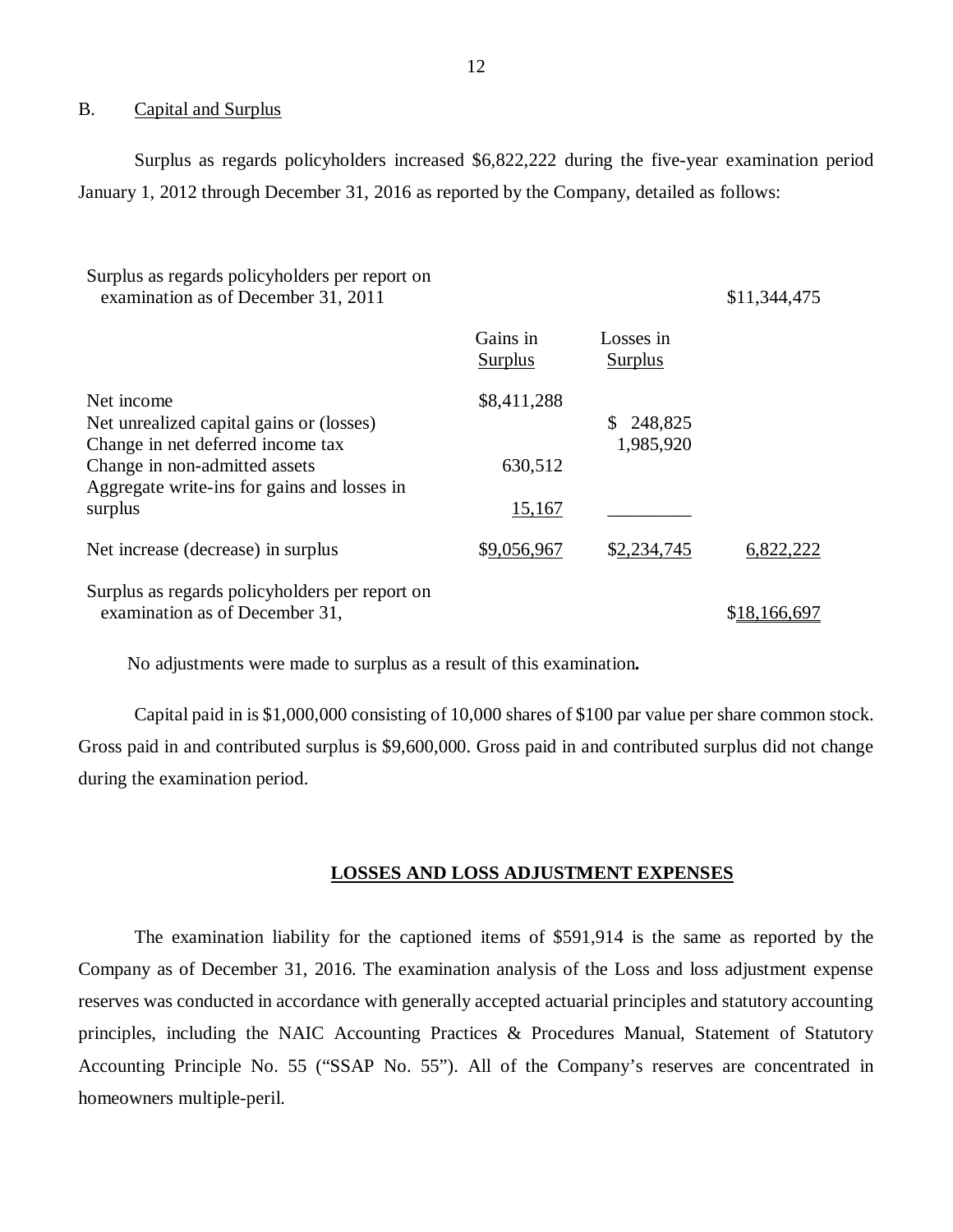B. Capital and Surplus

Surplus as regards policyholders increased $6,822,222 during the five-year examination period January 1, 2012 through December 31, 2016 as reported by the Company, detailed as follows:

| | Gains in Surplus | Losses in Surplus | |
|---|---|---|---|
| Surplus as regards policyholders per report on examination as of December 31, 2011 | | | $11,344,475 |
| Net income | $8,411,288 | | |
| Net unrealized capital gains or (losses) | | $ 248,825 | |
| Change in net deferred income tax | | 1,985,920 | |
| Change in non-admitted assets | 630,512 | | |
| Aggregate write-ins for gains and losses in surplus | 15,167 | | |
| Net increase (decrease) in surplus | $9,056,967 | $2,234,745 | 6,822,222 |
| Surplus as regards policyholders per report on examination as of December 31, | | | $18,166,697 |

No adjustments were made to surplus as a result of this examination**.**

Capital paid in is $1,000,000 consisting of 10,000 shares of $100 par value per share common stock. Gross paid in and contributed surplus is $9,600,000. Gross paid in and contributed surplus did not change during the examination period.

## LOSSES AND LOSS ADJUSTMENT EXPENSES

The examination liability for the captioned items of $591,914 is the same as reported by the Company as of December 31, 2016. The examination analysis of the Loss and loss adjustment expense reserves was conducted in accordance with generally accepted actuarial principles and statutory accounting principles, including the NAIC Accounting Practices & Procedures Manual, Statement of Statutory Accounting Principle No. 55 ("SSAP No. 55"). All of the Company's reserves are concentrated in homeowners multiple-peril.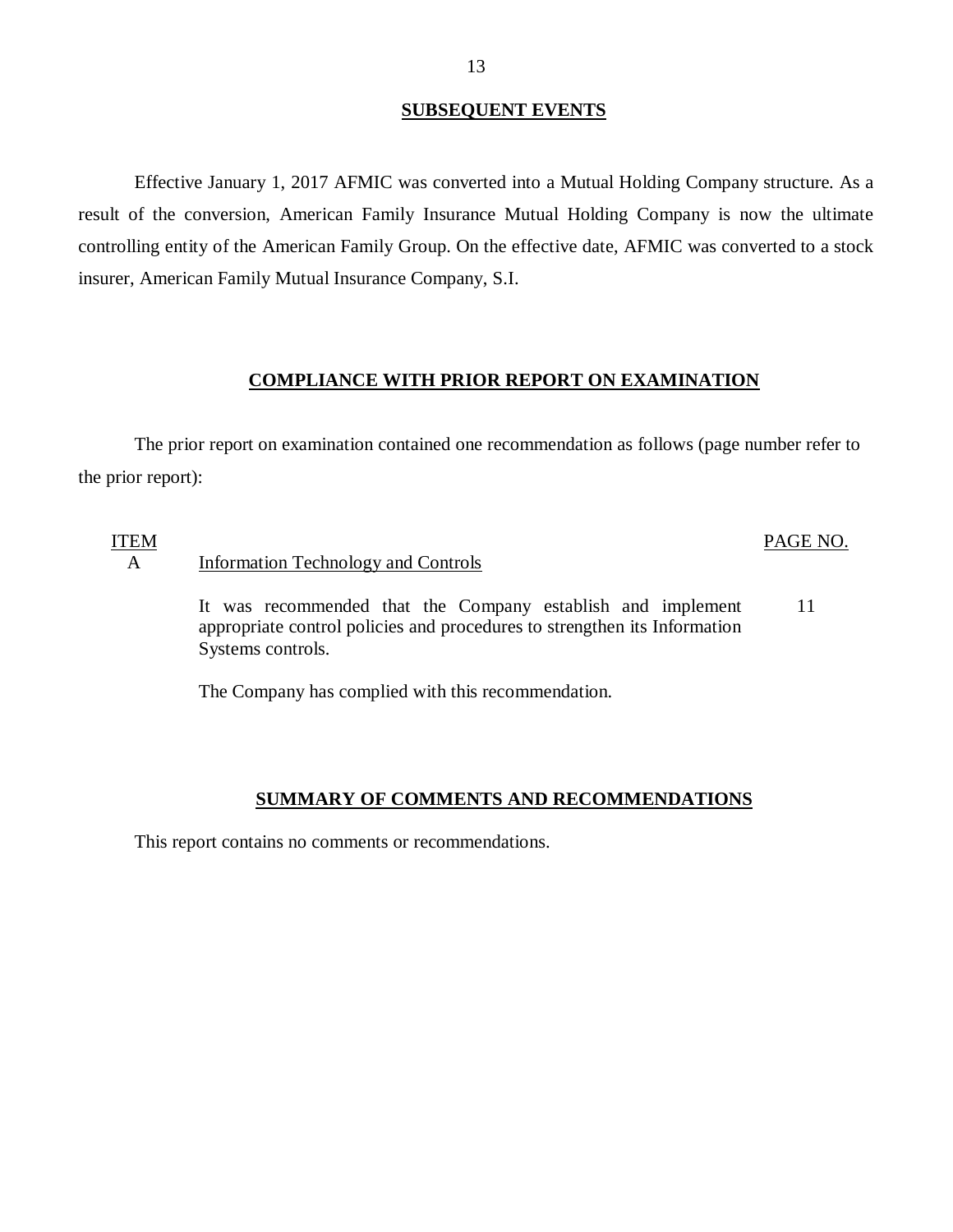## SUBSEQUENT EVENTS

Effective January 1, 2017 AFMIC was converted into a Mutual Holding Company structure. As a result of the conversion, American Family Insurance Mutual Holding Company is now the ultimate controlling entity of the American Family Group. On the effective date, AFMIC was converted to a stock insurer, American Family Mutual Insurance Company, S.I.

## COMPLIANCE WITH PRIOR REPORT ON EXAMINATION

The prior report on examination contained one recommendation as follows (page number refer to the prior report):

| ITEM | | PAGE NO. |
|---|---|---|
| A | Information Technology and Controls | |
| | It was recommended that the Company establish and implement appropriate control policies and procedures to strengthen its Information Systems controls. | 11 |
| | The Company has complied with this recommendation. | |

## SUMMARY OF COMMENTS AND RECOMMENDATIONS

This report contains no comments or recommendations.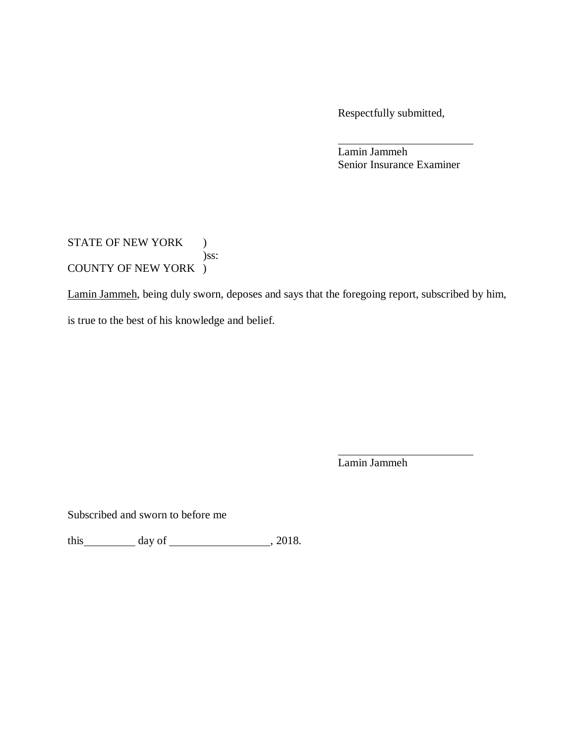Respectfully submitted,

\_\_\_\_\_\_\_\_\_\_\_\_\_\_\_\_\_\_\_\_\_\_\_\_
Lamin Jammeh
Senior Insurance Examiner

STATE OF NEW YORK )
)ss:
COUNTY OF NEW YORK )

Lamin Jammeh, being duly sworn, deposes and says that the foregoing report, subscribed by him, is true to the best of his knowledge and belief.

\_\_\_\_\_\_\_\_\_\_\_\_\_\_\_\_\_\_\_\_\_\_\_\_
Lamin Jammeh

Subscribed and sworn to before me

this\_\_\_\_\_\_\_\_\_ day of \_\_\_\_\_\_\_\_\_\_\_\_\_\_\_\_\_, 2018.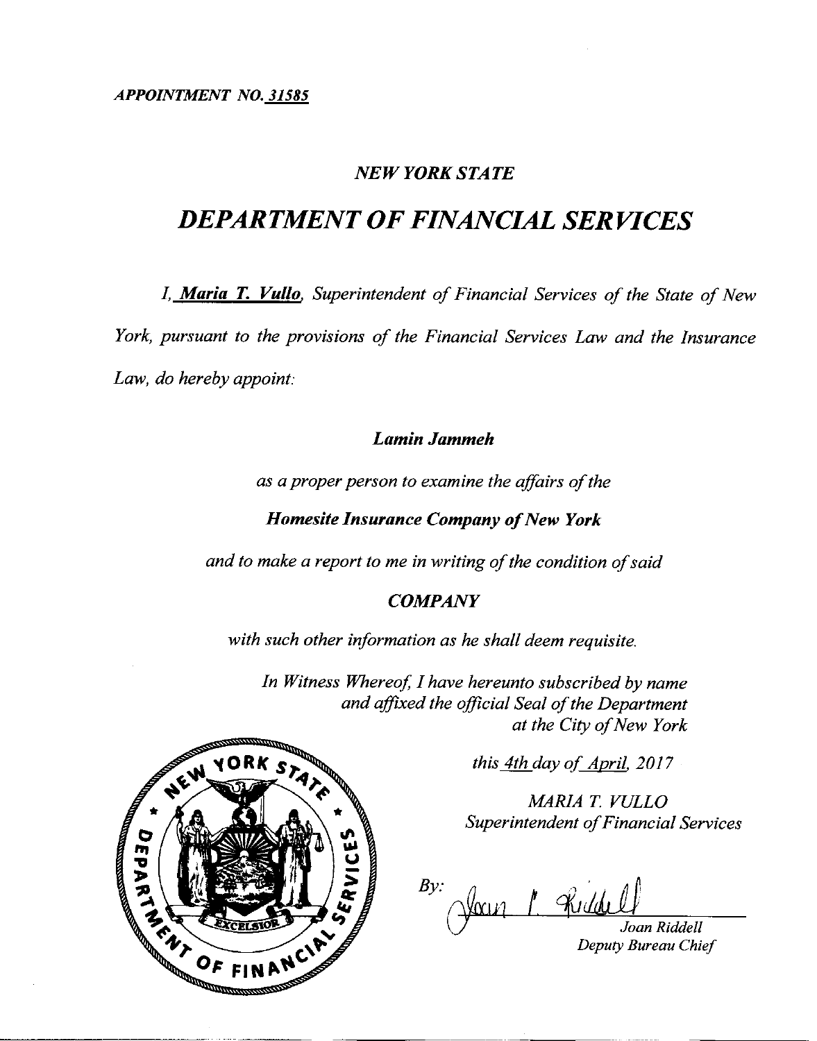*APPOINTMENT NO. 31585*

## *NEW YORK STATE*

# *DEPARTMENT OF FINANCIAL SERVICES*

*I, **Maria T. Vullo**, Superintendent of Financial Services of the State of New York, pursuant to the provisions of the Financial Services Law and the Insurance Law, do hereby appoint:*

***Lamin Jammeh***

*as a proper person to examine the affairs of the*

***Homesite Insurance Company of New York***

*and to make a report to me in writing of the condition of said*

***COMPANY***

*with such other information as he shall deem requisite.*

*In Witness Whereof, I have hereunto subscribed by name and affixed the official Seal of the Department at the City of New York*

*this 4th day of April, 2017*

*MARIA T. VULLO*
*Superintendent of Financial Services*

*By:* Joan P. Riddell

*Joan Riddell*
*Deputy Bureau Chief*

NEW YORK STATE DEPARTMENT OF FINANCIAL SERVICES

EXCELSIOR